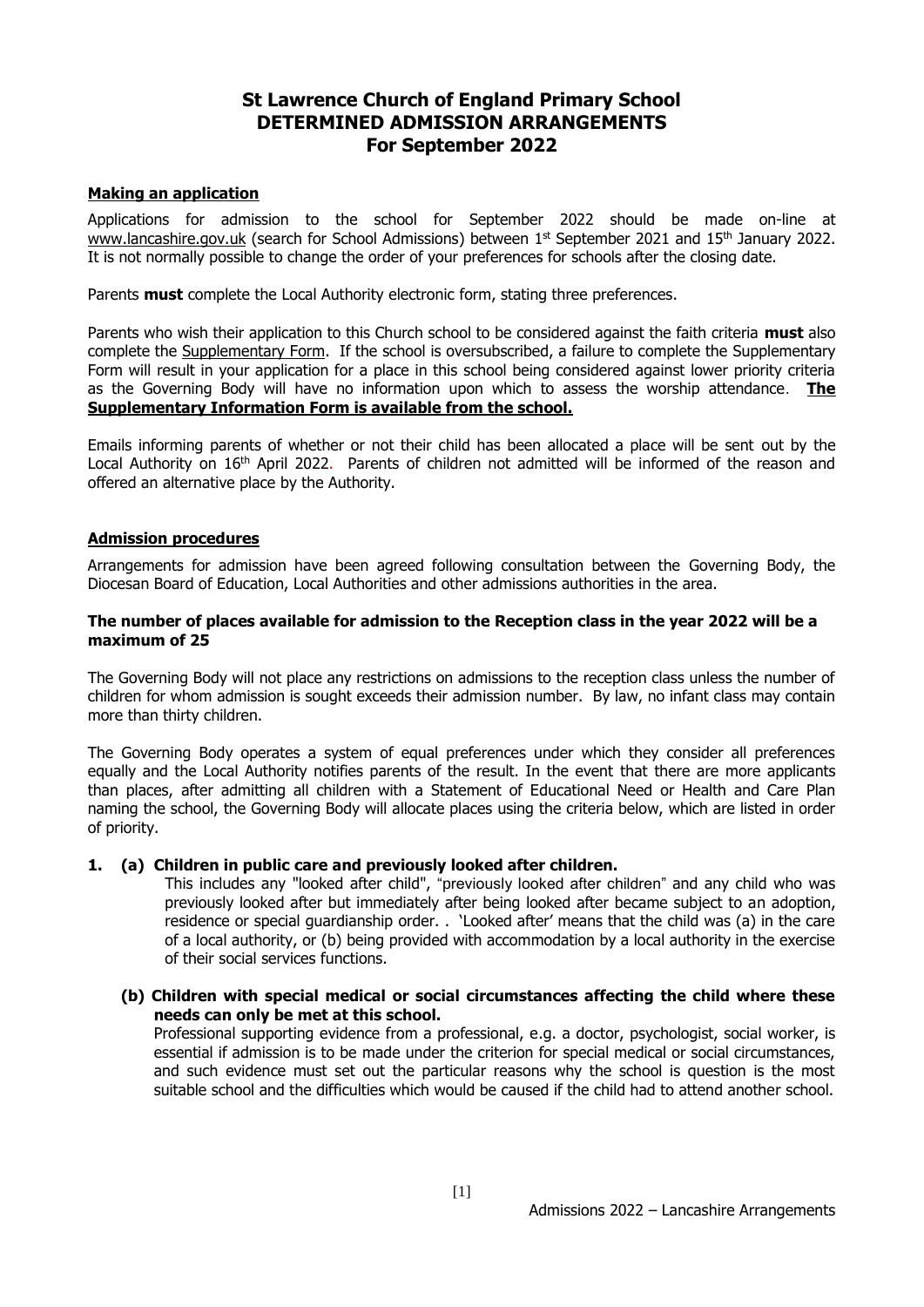# St Lawrence Church of England Primary School
# DETERMINED ADMISSION ARRANGEMENTS
# For September 2022

**Making an application**

Applications for admission to the school for September 2022 should be made on-line at www.lancashire.gov.uk (search for School Admissions) between 1st September 2021 and 15th January 2022. It is not normally possible to change the order of your preferences for schools after the closing date.

Parents **must** complete the Local Authority electronic form, stating three preferences.

Parents who wish their application to this Church school to be considered against the faith criteria **must** also complete the Supplementary Form. If the school is oversubscribed, a failure to complete the Supplementary Form will result in your application for a place in this school being considered against lower priority criteria as the Governing Body will have no information upon which to assess the worship attendance. **The Supplementary Information Form is available from the school.**

Emails informing parents of whether or not their child has been allocated a place will be sent out by the Local Authority on 16th April 2022. Parents of children not admitted will be informed of the reason and offered an alternative place by the Authority.

**Admission procedures**

Arrangements for admission have been agreed following consultation between the Governing Body, the Diocesan Board of Education, Local Authorities and other admissions authorities in the area.

**The number of places available for admission to the Reception class in the year 2022 will be a maximum of 25**

The Governing Body will not place any restrictions on admissions to the reception class unless the number of children for whom admission is sought exceeds their admission number. By law, no infant class may contain more than thirty children.

The Governing Body operates a system of equal preferences under which they consider all preferences equally and the Local Authority notifies parents of the result. In the event that there are more applicants than places, after admitting all children with a Statement of Educational Need or Health and Care Plan naming the school, the Governing Body will allocate places using the criteria below, which are listed in order of priority.

**1. (a) Children in public care and previously looked after children.**

This includes any "looked after child", "previously looked after children" and any child who was previously looked after but immediately after being looked after became subject to an adoption, residence or special guardianship order. . 'Looked after' means that the child was (a) in the care of a local authority, or (b) being provided with accommodation by a local authority in the exercise of their social services functions.

**(b) Children with special medical or social circumstances affecting the child where these needs can only be met at this school.**

Professional supporting evidence from a professional, e.g. a doctor, psychologist, social worker, is essential if admission is to be made under the criterion for special medical or social circumstances, and such evidence must set out the particular reasons why the school is question is the most suitable school and the difficulties which would be caused if the child had to attend another school.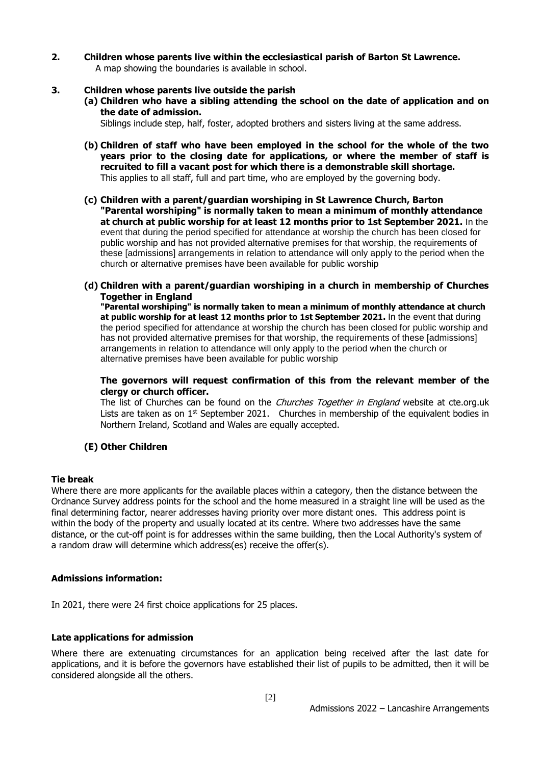**2. Children whose parents live within the ecclesiastical parish of Barton St Lawrence.**

A map showing the boundaries is available in school.

**3. Children whose parents live outside the parish**

**(a) Children who have a sibling attending the school on the date of application and on the date of admission.**

Siblings include step, half, foster, adopted brothers and sisters living at the same address.

**(b) Children of staff who have been employed in the school for the whole of the two years prior to the closing date for applications, or where the member of staff is recruited to fill a vacant post for which there is a demonstrable skill shortage.**

This applies to all staff, full and part time, who are employed by the governing body.

**(c) Children with a parent/guardian worshiping in St Lawrence Church, Barton "Parental worshiping" is normally taken to mean a minimum of monthly attendance at church at public worship for at least 12 months prior to 1st September 2021.** In the event that during the period specified for attendance at worship the church has been closed for public worship and has not provided alternative premises for that worship, the requirements of these [admissions] arrangements in relation to attendance will only apply to the period when the church or alternative premises have been available for public worship

**(d) Children with a parent/guardian worshiping in a church in membership of Churches Together in England**

**"Parental worshiping" is normally taken to mean a minimum of monthly attendance at church at public worship for at least 12 months prior to 1st September 2021.** In the event that during the period specified for attendance at worship the church has been closed for public worship and has not provided alternative premises for that worship, the requirements of these [admissions] arrangements in relation to attendance will only apply to the period when the church or alternative premises have been available for public worship

**The governors will request confirmation of this from the relevant member of the clergy or church officer.**

The list of Churches can be found on the *Churches Together in England* website at cte.org.uk Lists are taken as on 1st September 2021. Churches in membership of the equivalent bodies in Northern Ireland, Scotland and Wales are equally accepted.

**(E) Other Children**

**Tie break**

Where there are more applicants for the available places within a category, then the distance between the Ordnance Survey address points for the school and the home measured in a straight line will be used as the final determining factor, nearer addresses having priority over more distant ones. This address point is within the body of the property and usually located at its centre. Where two addresses have the same distance, or the cut-off point is for addresses within the same building, then the Local Authority's system of a random draw will determine which address(es) receive the offer(s).

**Admissions information:**

In 2021, there were 24 first choice applications for 25 places.

**Late applications for admission**

Where there are extenuating circumstances for an application being received after the last date for applications, and it is before the governors have established their list of pupils to be admitted, then it will be considered alongside all the others.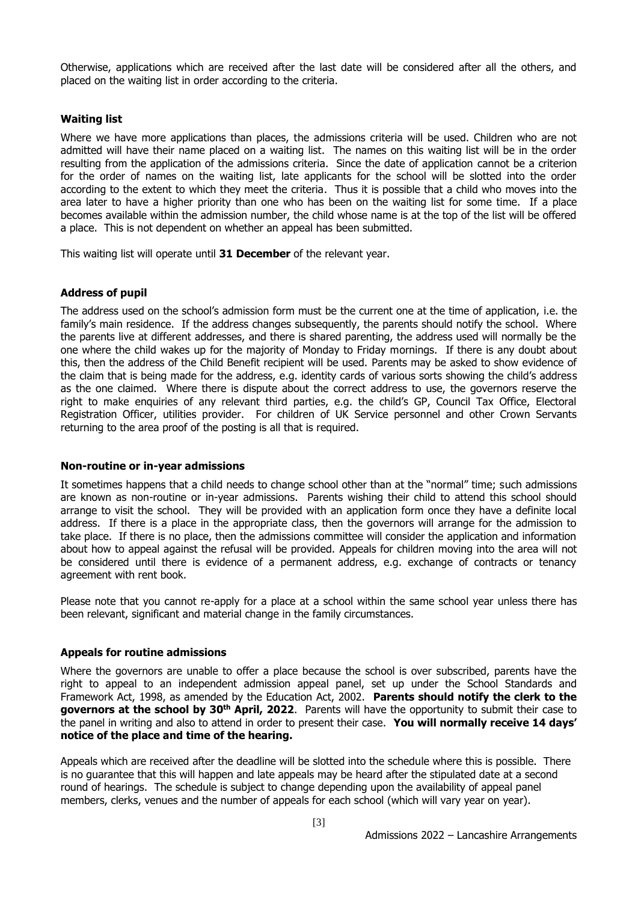Otherwise, applications which are received after the last date will be considered after all the others, and placed on the waiting list in order according to the criteria.

### Waiting list

Where we have more applications than places, the admissions criteria will be used. Children who are not admitted will have their name placed on a waiting list. The names on this waiting list will be in the order resulting from the application of the admissions criteria. Since the date of application cannot be a criterion for the order of names on the waiting list, late applicants for the school will be slotted into the order according to the extent to which they meet the criteria. Thus it is possible that a child who moves into the area later to have a higher priority than one who has been on the waiting list for some time. If a place becomes available within the admission number, the child whose name is at the top of the list will be offered a place. This is not dependent on whether an appeal has been submitted.

This waiting list will operate until **31 December** of the relevant year.

### Address of pupil

The address used on the school's admission form must be the current one at the time of application, i.e. the family's main residence. If the address changes subsequently, the parents should notify the school. Where the parents live at different addresses, and there is shared parenting, the address used will normally be the one where the child wakes up for the majority of Monday to Friday mornings. If there is any doubt about this, then the address of the Child Benefit recipient will be used. Parents may be asked to show evidence of the claim that is being made for the address, e.g. identity cards of various sorts showing the child's address as the one claimed. Where there is dispute about the correct address to use, the governors reserve the right to make enquiries of any relevant third parties, e.g. the child's GP, Council Tax Office, Electoral Registration Officer, utilities provider. For children of UK Service personnel and other Crown Servants returning to the area proof of the posting is all that is required.

### Non-routine or in-year admissions

It sometimes happens that a child needs to change school other than at the "normal" time; such admissions are known as non-routine or in-year admissions. Parents wishing their child to attend this school should arrange to visit the school. They will be provided with an application form once they have a definite local address. If there is a place in the appropriate class, then the governors will arrange for the admission to take place. If there is no place, then the admissions committee will consider the application and information about how to appeal against the refusal will be provided. Appeals for children moving into the area will not be considered until there is evidence of a permanent address, e.g. exchange of contracts or tenancy agreement with rent book.

Please note that you cannot re-apply for a place at a school within the same school year unless there has been relevant, significant and material change in the family circumstances.

### Appeals for routine admissions

Where the governors are unable to offer a place because the school is over subscribed, parents have the right to appeal to an independent admission appeal panel, set up under the School Standards and Framework Act, 1998, as amended by the Education Act, 2002. **Parents should notify the clerk to the governors at the school by 30th April, 2022**. Parents will have the opportunity to submit their case to the panel in writing and also to attend in order to present their case. **You will normally receive 14 days' notice of the place and time of the hearing.**

Appeals which are received after the deadline will be slotted into the schedule where this is possible. There is no guarantee that this will happen and late appeals may be heard after the stipulated date at a second round of hearings. The schedule is subject to change depending upon the availability of appeal panel members, clerks, venues and the number of appeals for each school (which will vary year on year).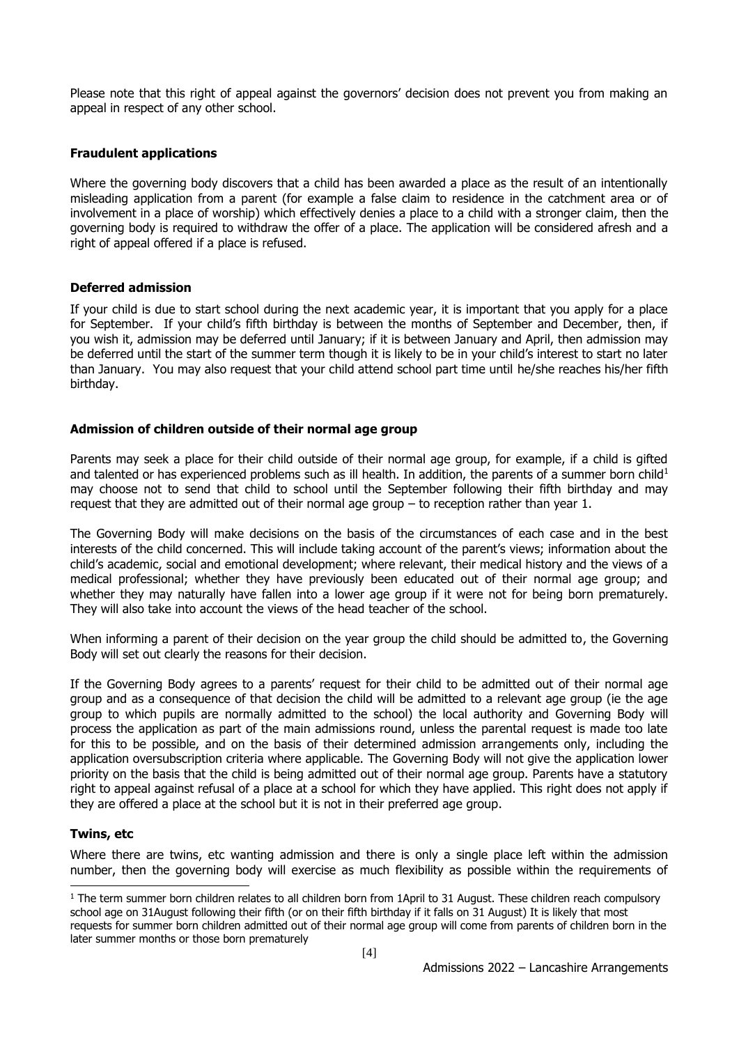Please note that this right of appeal against the governors' decision does not prevent you from making an appeal in respect of any other school.

**Fraudulent applications**

Where the governing body discovers that a child has been awarded a place as the result of an intentionally misleading application from a parent (for example a false claim to residence in the catchment area or of involvement in a place of worship) which effectively denies a place to a child with a stronger claim, then the governing body is required to withdraw the offer of a place. The application will be considered afresh and a right of appeal offered if a place is refused.

**Deferred admission**

If your child is due to start school during the next academic year, it is important that you apply for a place for September. If your child's fifth birthday is between the months of September and December, then, if you wish it, admission may be deferred until January; if it is between January and April, then admission may be deferred until the start of the summer term though it is likely to be in your child's interest to start no later than January. You may also request that your child attend school part time until he/she reaches his/her fifth birthday.

**Admission of children outside of their normal age group**

Parents may seek a place for their child outside of their normal age group, for example, if a child is gifted and talented or has experienced problems such as ill health. In addition, the parents of a summer born child[1] may choose not to send that child to school until the September following their fifth birthday and may request that they are admitted out of their normal age group – to reception rather than year 1.

The Governing Body will make decisions on the basis of the circumstances of each case and in the best interests of the child concerned. This will include taking account of the parent's views; information about the child's academic, social and emotional development; where relevant, their medical history and the views of a medical professional; whether they have previously been educated out of their normal age group; and whether they may naturally have fallen into a lower age group if it were not for being born prematurely. They will also take into account the views of the head teacher of the school.

When informing a parent of their decision on the year group the child should be admitted to, the Governing Body will set out clearly the reasons for their decision.

If the Governing Body agrees to a parents' request for their child to be admitted out of their normal age group and as a consequence of that decision the child will be admitted to a relevant age group (ie the age group to which pupils are normally admitted to the school) the local authority and Governing Body will process the application as part of the main admissions round, unless the parental request is made too late for this to be possible, and on the basis of their determined admission arrangements only, including the application oversubscription criteria where applicable. The Governing Body will not give the application lower priority on the basis that the child is being admitted out of their normal age group. Parents have a statutory right to appeal against refusal of a place at a school for which they have applied. This right does not apply if they are offered a place at the school but it is not in their preferred age group.

**Twins, etc**

Where there are twins, etc wanting admission and there is only a single place left within the admission number, then the governing body will exercise as much flexibility as possible within the requirements of

[1] The term summer born children relates to all children born from 1April to 31 August. These children reach compulsory school age on 31August following their fifth (or on their fifth birthday if it falls on 31 August) It is likely that most requests for summer born children admitted out of their normal age group will come from parents of children born in the later summer months or those born prematurely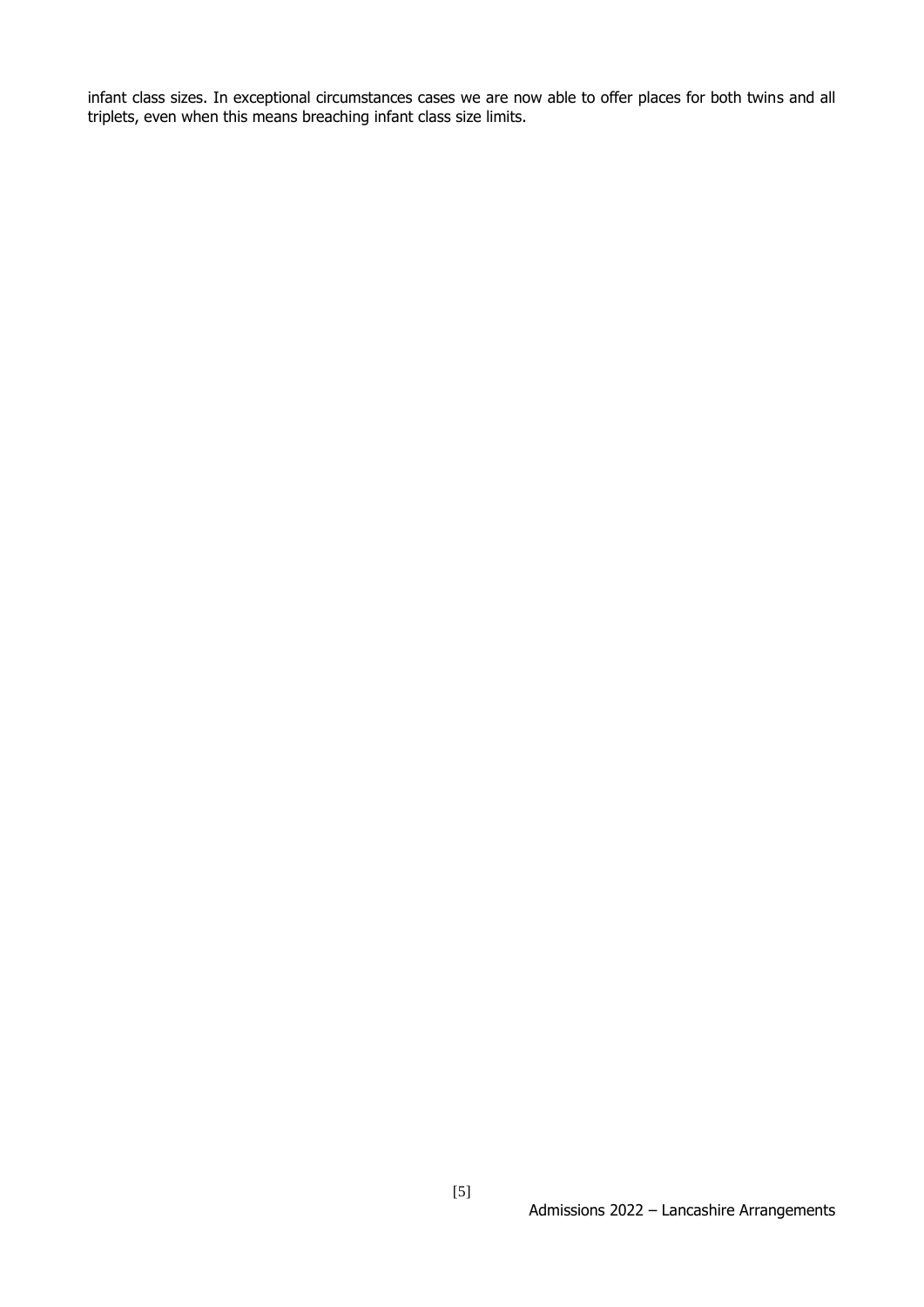infant class sizes. In exceptional circumstances cases we are now able to offer places for both twins and all triplets, even when this means breaching infant class size limits.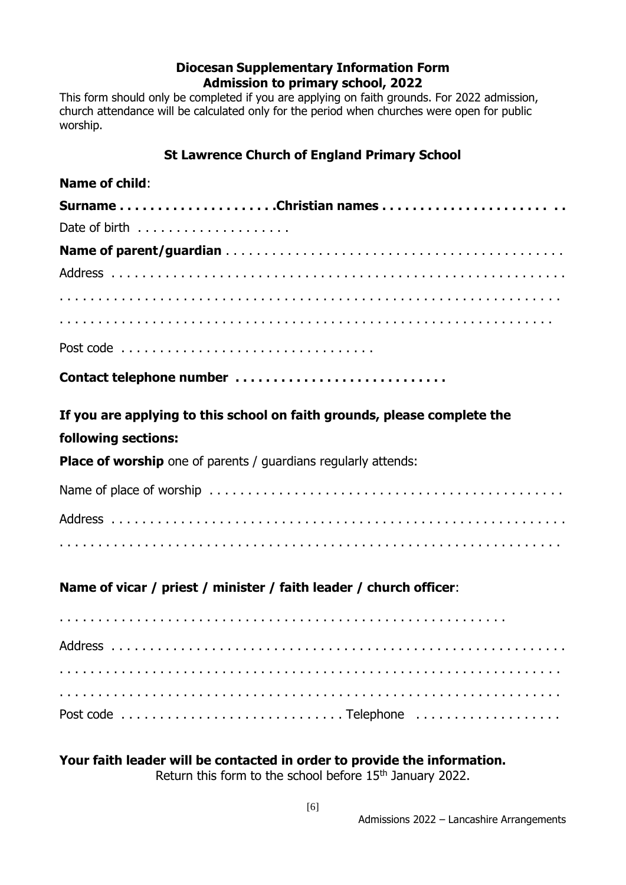**Diocesan Supplementary Information Form**
**Admission to primary school, 2022**

This form should only be completed if you are applying on faith grounds. For 2022 admission, church attendance will be calculated only for the period when churches were open for public worship.

**St Lawrence Church of England Primary School**

**Name of child**:

**Surname . . . . . . . . . . . . . . . . . . . .Christian names . . . . . . . . . . . . . . . . . . . . . . .**

Date of birth . . . . . . . . . . . . . . . . . . . .

**Name of parent/guardian** . . . . . . . . . . . . . . . . . . . . . . . . . . . . . . . . . . . . . . . . . . . .

Address . . . . . . . . . . . . . . . . . . . . . . . . . . . . . . . . . . . . . . . . . . . . . . . . . . . . . . .

. . . . . . . . . . . . . . . . . . . . . . . . . . . . . . . . . . . . . . . . . . . . . . . . . . . . . . . . . . . .

. . . . . . . . . . . . . . . . . . . . . . . . . . . . . . . . . . . . . . . . . . . . . . . . . . . . . . . . . . .

Post code . . . . . . . . . . . . . . . . . . . . . . . . . . . . . . . .

**Contact telephone number . . . . . . . . . . . . . . . . . . . . . . . . . . . .**

**If you are applying to this school on faith grounds, please complete the following sections:**

**Place of worship** one of parents / guardians regularly attends:

Name of place of worship . . . . . . . . . . . . . . . . . . . . . . . . . . . . . . . . . . . . . . . . . . . . .

Address . . . . . . . . . . . . . . . . . . . . . . . . . . . . . . . . . . . . . . . . . . . . . . . . . . . . . . .

. . . . . . . . . . . . . . . . . . . . . . . . . . . . . . . . . . . . . . . . . . . . . . . . . . . . . . . . . . . .

**Name of vicar / priest / minister / faith leader / church officer**:

. . . . . . . . . . . . . . . . . . . . . . . . . . . . . . . . . . . . . . . . . . . . . . . . . . . . . . .

Address . . . . . . . . . . . . . . . . . . . . . . . . . . . . . . . . . . . . . . . . . . . . . . . . . . . . . .

. . . . . . . . . . . . . . . . . . . . . . . . . . . . . . . . . . . . . . . . . . . . . . . . . . . . . . . . . . . .

. . . . . . . . . . . . . . . . . . . . . . . . . . . . . . . . . . . . . . . . . . . . . . . . . . . . . . . . . . . .

Post code . . . . . . . . . . . . . . . . . . . . . . . . . . . . Telephone . . . . . . . . . . . . . . . . . . .

**Your faith leader will be contacted in order to provide the information.**

Return this form to the school before 15th January 2022.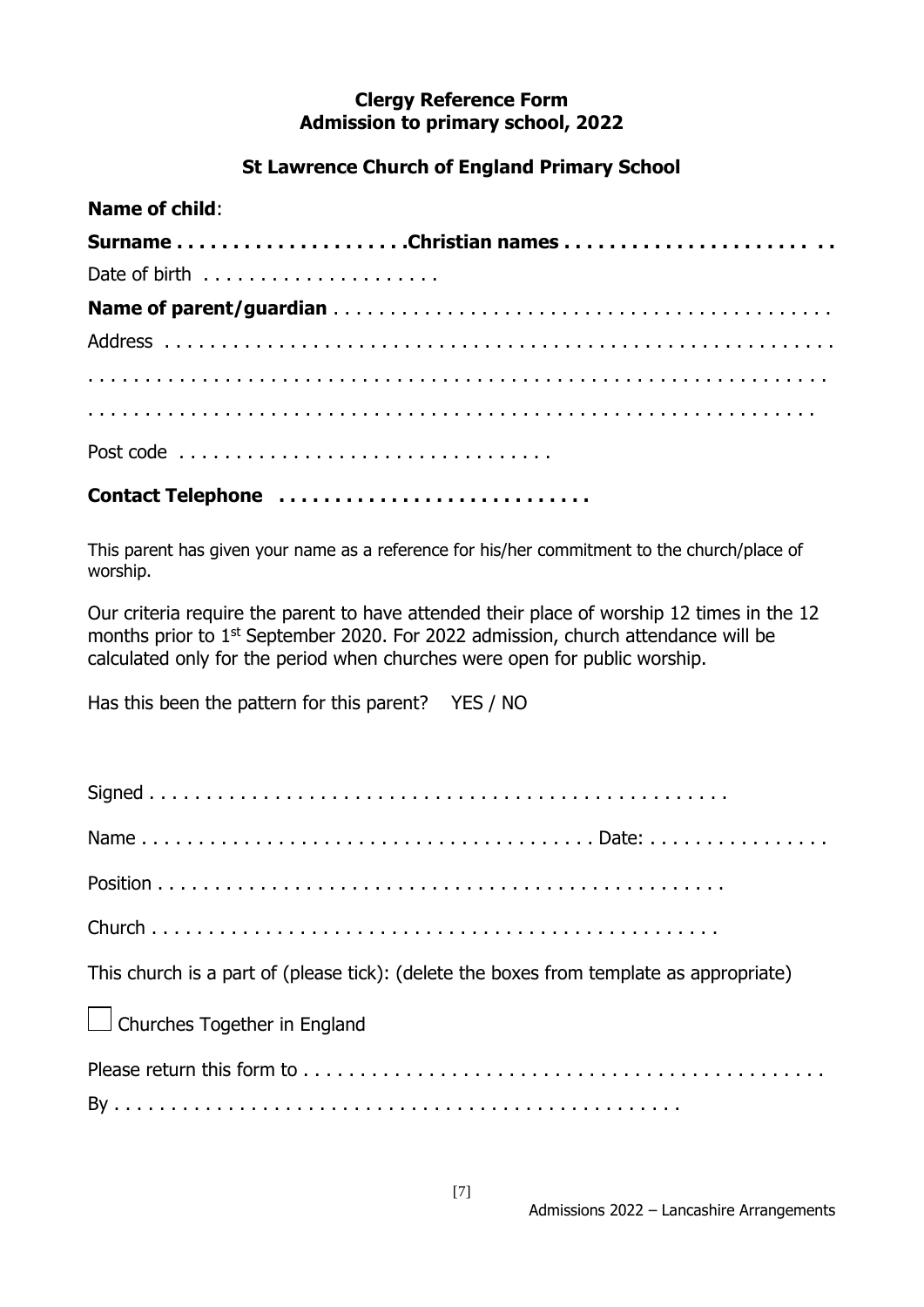**Clergy Reference Form**
**Admission to primary school, 2022**

**St Lawrence Church of England Primary School**

**Name of child**:

**Surname . . . . . . . . . . . . . . . . . . . .Christian names . . . . . . . . . . . . . . . . . . . . . . . .**

Date of birth . . . . . . . . . . . . . . . . . . . .

**Name of parent/guardian** . . . . . . . . . . . . . . . . . . . . . . . . . . . . . . . . . . . . . . . . . . .

Address . . . . . . . . . . . . . . . . . . . . . . . . . . . . . . . . . . . . . . . . . . . . . . . . . . . . . . .

. . . . . . . . . . . . . . . . . . . . . . . . . . . . . . . . . . . . . . . . . . . . . . . . . . . . . . . . . . . .

. . . . . . . . . . . . . . . . . . . . . . . . . . . . . . . . . . . . . . . . . . . . . . . . . . . . . . . . . . .

Post code . . . . . . . . . . . . . . . . . . . . . . . . . . . . . . . .

**Contact Telephone . . . . . . . . . . . . . . . . . . . . . . . . . . .**

This parent has given your name as a reference for his/her commitment to the church/place of worship.

Our criteria require the parent to have attended their place of worship 12 times in the 12 months prior to 1st September 2020. For 2022 admission, church attendance will be calculated only for the period when churches were open for public worship.

Has this been the pattern for this parent? YES / NO

Signed . . . . . . . . . . . . . . . . . . . . . . . . . . . . . . . . . . . . . . . . . . . . . . . . . .

Name . . . . . . . . . . . . . . . . . . . . . . . . . . . . . . . . . . . . . . . Date: . . . . . . . . . . . . . . . .

Position . . . . . . . . . . . . . . . . . . . . . . . . . . . . . . . . . . . . . . . . . . . . . . . . .

Church . . . . . . . . . . . . . . . . . . . . . . . . . . . . . . . . . . . . . . . . . . . . . . . . .

This church is a part of (please tick): (delete the boxes from template as appropriate)

☐ Churches Together in England

Please return this form to . . . . . . . . . . . . . . . . . . . . . . . . . . . . . . . . . . . . . . . . . . . . .

By . . . . . . . . . . . . . . . . . . . . . . . . . . . . . . . . . . . . . . . . . . . . . . .